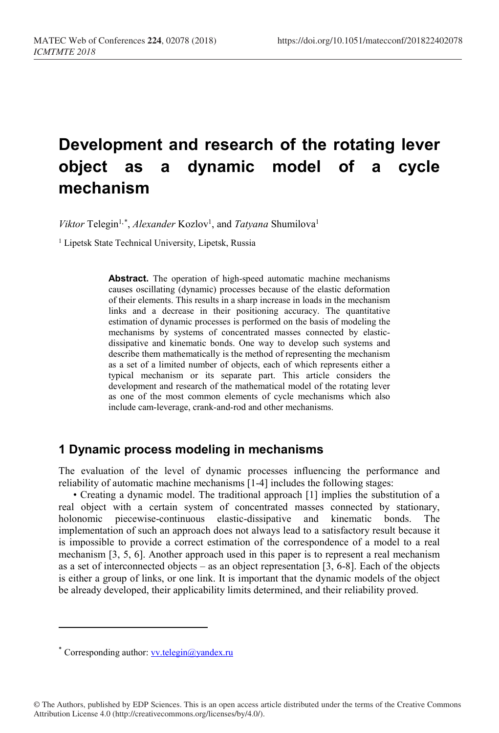# Development and research of the rotating lever object as a dynamic model of a cycle mechanism

*Viktor* Telegin[1,*], *Alexander* Kozlov[1], and *Tatyana* Shumilova[1]

[1] Lipetsk State Technical University, Lipetsk, Russia

> **Abstract.** The operation of high-speed automatic machine mechanisms causes oscillating (dynamic) processes because of the elastic deformation of their elements. This results in a sharp increase in loads in the mechanism links and a decrease in their positioning accuracy. The quantitative estimation of dynamic processes is performed on the basis of modeling the mechanisms by systems of concentrated masses connected by elastic-dissipative and kinematic bonds. One way to develop such systems and describe them mathematically is the method of representing the mechanism as a set of a limited number of objects, each of which represents either a typical mechanism or its separate part. This article considers the development and research of the mathematical model of the rotating lever as one of the most common elements of cycle mechanisms which also include cam-leverage, crank-and-rod and other mechanisms.

## 1 Dynamic process modeling in mechanisms

The evaluation of the level of dynamic processes influencing the performance and reliability of automatic machine mechanisms [1-4] includes the following stages:

- Creating a dynamic model. The traditional approach [1] implies the substitution of a real object with a certain system of concentrated masses connected by stationary, holonomic piecewise-continuous elastic-dissipative and kinematic bonds. The implementation of such an approach does not always lead to a satisfactory result because it is impossible to provide a correct estimation of the correspondence of a model to a real mechanism [3, 5, 6]. Another approach used in this paper is to represent a real mechanism as a set of interconnected objects – as an object representation [3, 6-8]. Each of the objects is either a group of links, or one link. It is important that the dynamic models of the object be already developed, their applicability limits determined, and their reliability proved.

* Corresponding author: vv.telegin@yandex.ru

© The Authors, published by EDP Sciences. This is an open access article distributed under the terms of the Creative Commons Attribution License 4.0 (http://creativecommons.org/licenses/by/4.0/).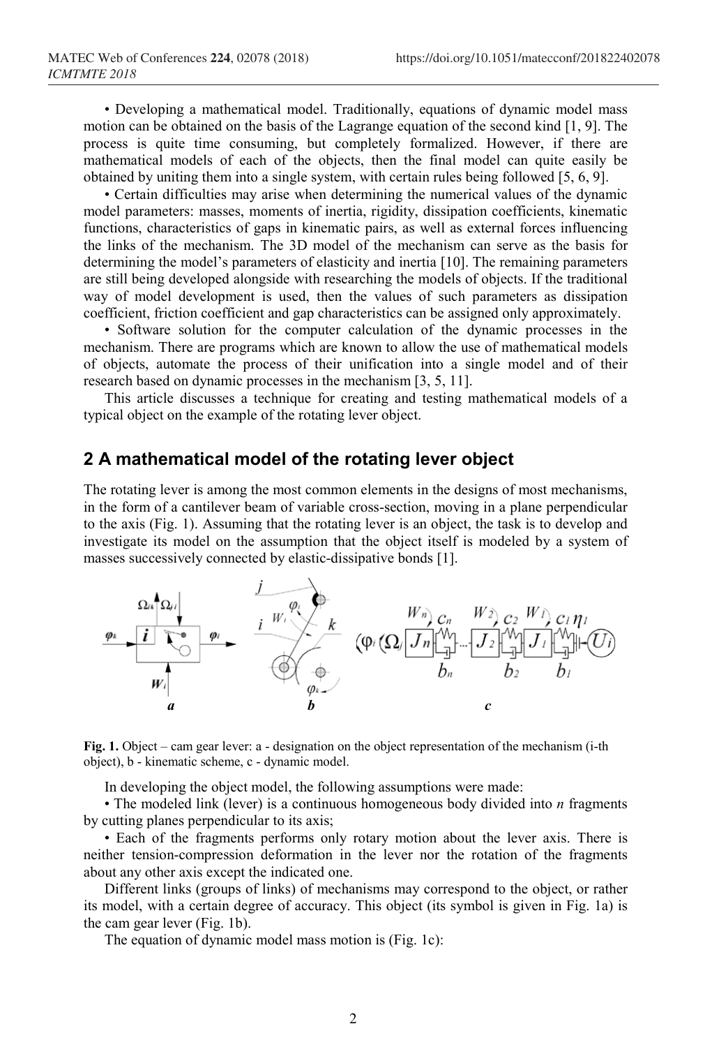• Developing a mathematical model. Traditionally, equations of dynamic model mass motion can be obtained on the basis of the Lagrange equation of the second kind [1, 9]. The process is quite time consuming, but completely formalized. However, if there are mathematical models of each of the objects, then the final model can quite easily be obtained by uniting them into a single system, with certain rules being followed [5, 6, 9].

• Certain difficulties may arise when determining the numerical values of the dynamic model parameters: masses, moments of inertia, rigidity, dissipation coefficients, kinematic functions, characteristics of gaps in kinematic pairs, as well as external forces influencing the links of the mechanism. The 3D model of the mechanism can serve as the basis for determining the model's parameters of elasticity and inertia [10]. The remaining parameters are still being developed alongside with researching the models of objects. If the traditional way of model development is used, then the values of such parameters as dissipation coefficient, friction coefficient and gap characteristics can be assigned only approximately.

• Software solution for the computer calculation of the dynamic processes in the mechanism. There are programs which are known to allow the use of mathematical models of objects, automate the process of their unification into a single model and of their research based on dynamic processes in the mechanism [3, 5, 11].

This article discusses a technique for creating and testing mathematical models of a typical object on the example of the rotating lever object.

## 2 A mathematical model of the rotating lever object

The rotating lever is among the most common elements in the designs of most mechanisms, in the form of a cantilever beam of variable cross-section, moving in a plane perpendicular to the axis (Fig. 1). Assuming that the rotating lever is an object, the task is to develop and investigate its model on the assumption that the object itself is modeled by a system of masses successively connected by elastic-dissipative bonds [1].

**Fig. 1.** Object – cam gear lever: a - designation on the object representation of the mechanism (i-th object), b - kinematic scheme, c - dynamic model.

In developing the object model, the following assumptions were made:

• The modeled link (lever) is a continuous homogeneous body divided into $n$ fragments by cutting planes perpendicular to its axis;

• Each of the fragments performs only rotary motion about the lever axis. There is neither tension-compression deformation in the lever nor the rotation of the fragments about any other axis except the indicated one.

Different links (groups of links) of mechanisms may correspond to the object, or rather its model, with a certain degree of accuracy. This object (its symbol is given in Fig. 1a) is the cam gear lever (Fig. 1b).

The equation of dynamic model mass motion is (Fig. 1c):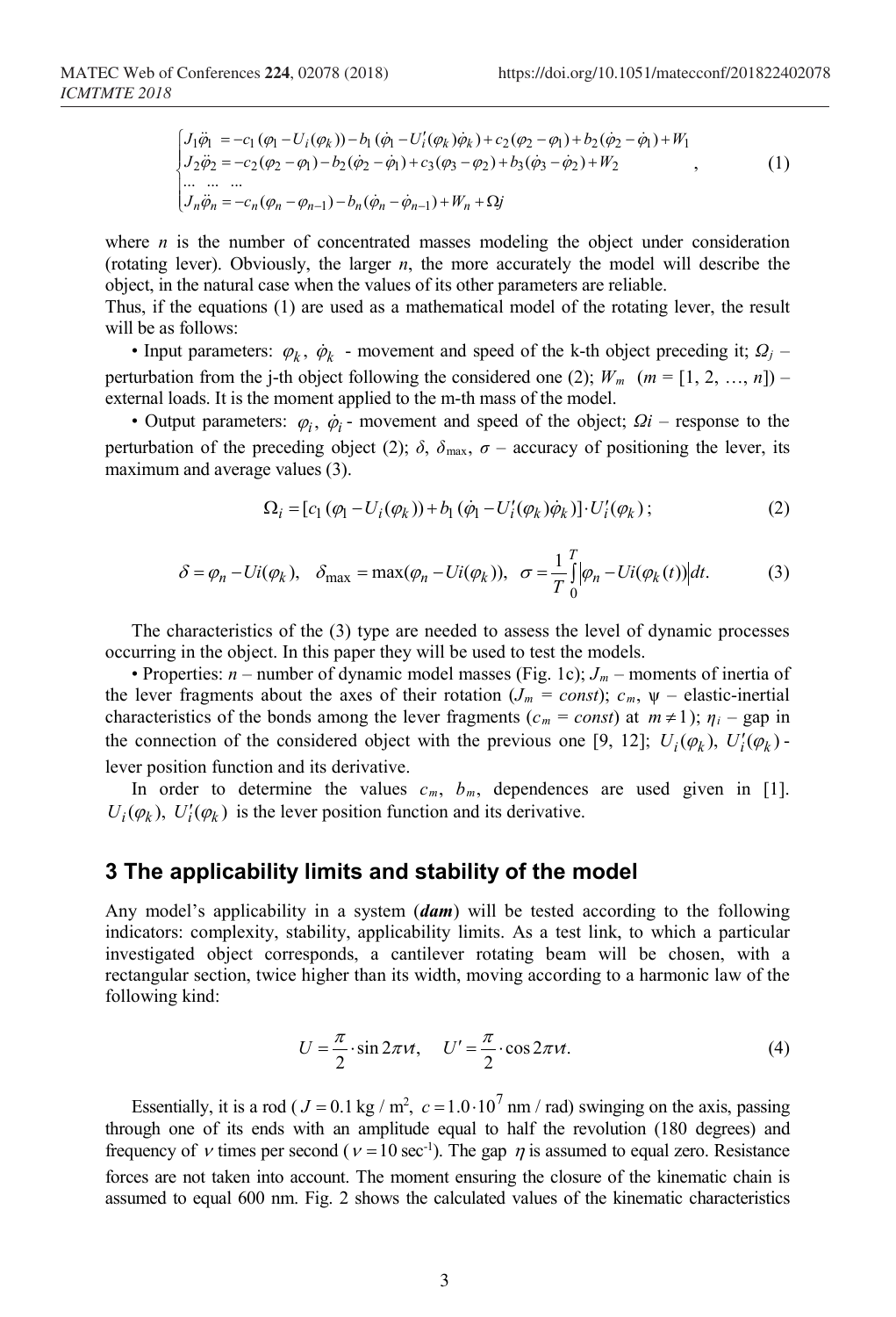$$
\begin{cases}
J_1\ddot{\varphi}_1 = -c_1(\varphi_1 - U_i(\varphi_k)) - b_1(\dot{\varphi}_1 - U_i'(\varphi_k)\dot{\varphi}_k) + c_2(\varphi_2 - \varphi_1) + b_2(\dot{\varphi}_2 - \dot{\varphi}_1) + W_1 \\
J_2\ddot{\varphi}_2 = -c_2(\varphi_2 - \varphi_1) - b_2(\dot{\varphi}_2 - \dot{\varphi}_1) + c_3(\varphi_3 - \varphi_2) + b_3(\dot{\varphi}_3 - \dot{\varphi}_2) + W_2 \\
\dots \quad \dots \quad \dots \\
J_n\ddot{\varphi}_n = -c_n(\varphi_n - \varphi_{n-1}) - b_n(\dot{\varphi}_n - \dot{\varphi}_{n-1}) + W_n + \Omega j
\end{cases}
, \qquad (1)
$$

where $n$ is the number of concentrated masses modeling the object under consideration (rotating lever). Obviously, the larger $n$, the more accurately the model will describe the object, in the natural case when the values of its other parameters are reliable.

Thus, if the equations (1) are used as a mathematical model of the rotating lever, the result will be as follows:

• Input parameters: $\varphi_k$, $\dot{\varphi}_k$ - movement and speed of the k-th object preceding it; $\Omega_j$ – perturbation from the j-th object following the considered one (2); $W_m$ ($m = [1, 2, \dots, n]$) – external loads. It is the moment applied to the m-th mass of the model.

• Output parameters: $\varphi_i$, $\dot{\varphi}_i$ - movement and speed of the object; $\Omega i$ – response to the perturbation of the preceding object (2); $\delta$, $\delta_{\max}$, $\sigma$ – accuracy of positioning the lever, its maximum and average values (3).

$$
\Omega_i = [c_1(\varphi_1 - U_i(\varphi_k)) + b_1(\dot{\varphi}_1 - U_i'(\varphi_k)\dot{\varphi}_k)] \cdot U_i'(\varphi_k); \qquad (2)
$$

$$
\delta = \varphi_n - Ui(\varphi_k), \quad \delta_{\max} = \max(\varphi_n - Ui(\varphi_k)), \quad \sigma = \frac{1}{T}\int_0^T \left|\varphi_n - Ui(\varphi_k(t))\right| dt. \qquad (3)
$$

The characteristics of the (3) type are needed to assess the level of dynamic processes occurring in the object. In this paper they will be used to test the models.

• Properties: $n$ – number of dynamic model masses (Fig. 1c); $J_m$ – moments of inertia of the lever fragments about the axes of their rotation ($J_m = const$); $c_m$, $\psi$ – elastic-inertial characteristics of the bonds among the lever fragments ($c_m = const$) at $m \neq 1$); $\eta_i$ – gap in the connection of the considered object with the previous one [9, 12]; $U_i(\varphi_k)$, $U_i'(\varphi_k)$ - lever position function and its derivative.

In order to determine the values $c_m$, $b_m$, dependences are used given in [1]. $U_i(\varphi_k)$, $U_i'(\varphi_k)$ is the lever position function and its derivative.

## 3 The applicability limits and stability of the model

Any model's applicability in a system (***dam***) will be tested according to the following indicators: complexity, stability, applicability limits. As a test link, to which a particular investigated object corresponds, a cantilever rotating beam will be chosen, with a rectangular section, twice higher than its width, moving according to a harmonic law of the following kind:

$$
U = \frac{\pi}{2} \cdot \sin 2\pi\nu t, \quad U' = \frac{\pi}{2} \cdot \cos 2\pi\nu t. \qquad (4)
$$

Essentially, it is a rod ($J = 0.1$ kg / m$^2$, $c = 1.0 \cdot 10^7$ nm / rad) swinging on the axis, passing through one of its ends with an amplitude equal to half the revolution (180 degrees) and frequency of $\nu$ times per second ($\nu = 10$ sec$^{-1}$). The gap $\eta$ is assumed to equal zero. Resistance forces are not taken into account. The moment ensuring the closure of the kinematic chain is assumed to equal 600 nm. Fig. 2 shows the calculated values of the kinematic characteristics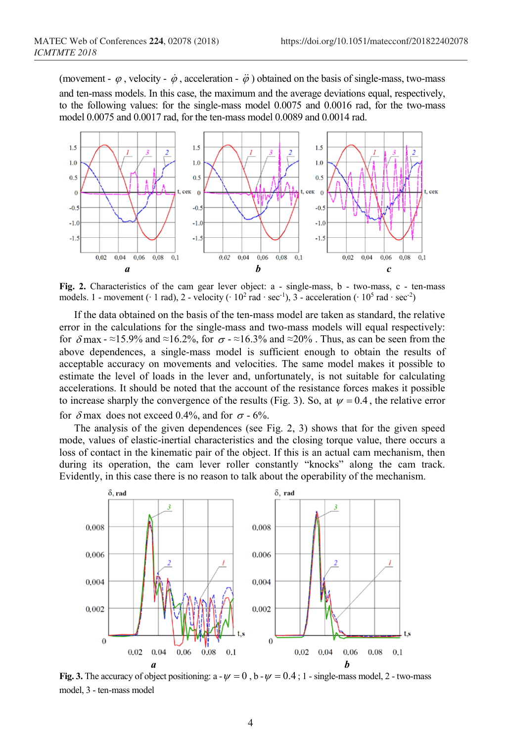(movement - $\varphi$, velocity - $\dot{\varphi}$, acceleration - $\ddot{\varphi}$) obtained on the basis of single-mass, two-mass and ten-mass models. In this case, the maximum and the average deviations equal, respectively, to the following values: for the single-mass model 0.0075 and 0.0016 rad, for the two-mass model 0.0075 and 0.0017 rad, for the ten-mass model 0.0089 and 0.0014 rad.

**Fig. 2.** Characteristics of the cam gear lever object: a - single-mass, b - two-mass, c - ten-mass models. 1 - movement ($\cdot$ 1 rad), 2 - velocity ($\cdot\ 10^2$ rad $\cdot$ sec$^{-1}$), 3 - acceleration ($\cdot\ 10^5$ rad $\cdot$ sec$^{-2}$)

If the data obtained on the basis of the ten-mass model are taken as standard, the relative error in the calculations for the single-mass and two-mass models will equal respectively: for $\delta$max - ≈15.9% and ≈16.2%, for $\sigma$ - ≈16.3% and ≈20% . Thus, as can be seen from the above dependences, a single-mass model is sufficient enough to obtain the results of acceptable accuracy on movements and velocities. The same model makes it possible to estimate the level of loads in the lever and, unfortunately, is not suitable for calculating accelerations. It should be noted that the account of the resistance forces makes it possible to increase sharply the convergence of the results (Fig. 3). So, at $\psi = 0.4$, the relative error for $\delta$max does not exceed 0.4%, and for $\sigma$ - 6%.

The analysis of the given dependences (see Fig. 2, 3) shows that for the given speed mode, values of elastic-inertial characteristics and the closing torque value, there occurs a loss of contact in the kinematic pair of the object. If this is an actual cam mechanism, then during its operation, the cam lever roller constantly "knocks" along the cam track. Evidently, in this case there is no reason to talk about the operability of the mechanism.

**Fig. 3.** The accuracy of object positioning: a - $\psi = 0$, b - $\psi = 0.4$; 1 - single-mass model, 2 - two-mass model, 3 - ten-mass model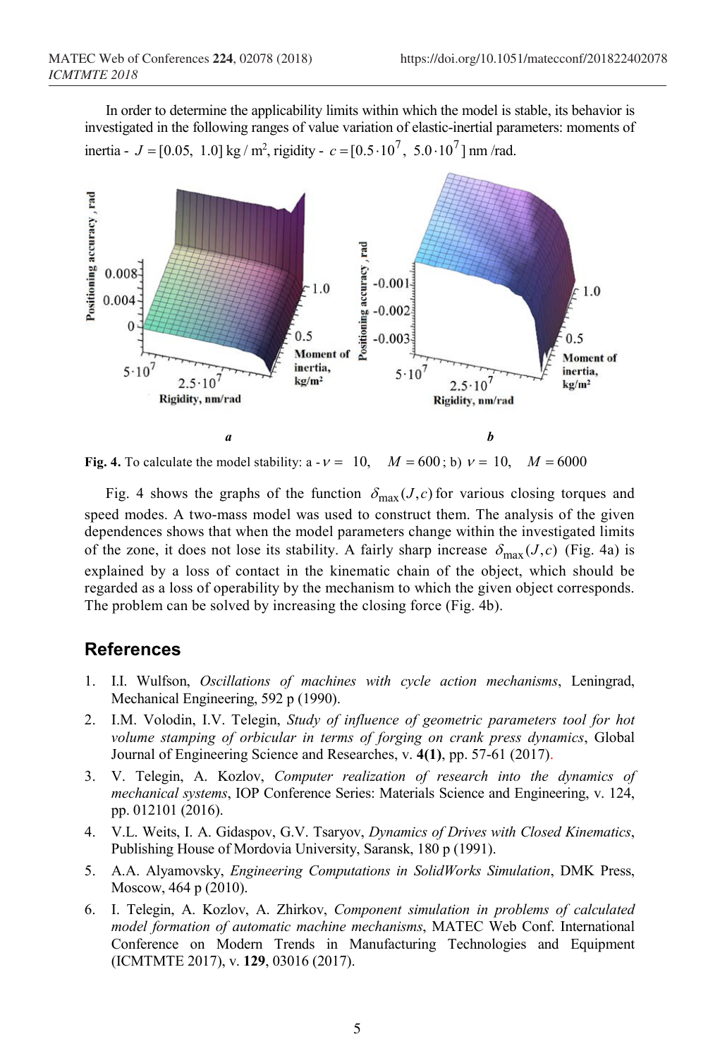In order to determine the applicability limits within which the model is stable, its behavior is investigated in the following ranges of value variation of elastic-inertial parameters: moments of inertia - $J = [0.05,\ 1.0]$ kg / m², rigidity - $c = [0.5 \cdot 10^7,\ 5.0 \cdot 10^7]$ nm /rad.

**Fig. 4.** To calculate the model stability: a - $\nu = 10, \quad M = 600$; b) $\nu = 10, \quad M = 6000$

Fig. 4 shows the graphs of the function $\delta_{\max}(J, c)$ for various closing torques and speed modes. A two-mass model was used to construct them. The analysis of the given dependences shows that when the model parameters change within the investigated limits of the zone, it does not lose its stability. A fairly sharp increase $\delta_{\max}(J, c)$ (Fig. 4a) is explained by a loss of contact in the kinematic chain of the object, which should be regarded as a loss of operability by the mechanism to which the given object corresponds. The problem can be solved by increasing the closing force (Fig. 4b).

## References

1. I.I. Wulfson, *Oscillations of machines with cycle action mechanisms*, Leningrad, Mechanical Engineering, 592 p (1990).
2. I.M. Volodin, I.V. Telegin, *Study of influence of geometric parameters tool for hot volume stamping of orbicular in terms of forging on crank press dynamics*, Global Journal of Engineering Science and Researches, v. **4(1)**, pp. 57-61 (2017).
3. V. Telegin, A. Kozlov, *Computer realization of research into the dynamics of mechanical systems*, IOP Conference Series: Materials Science and Engineering, v. 124, pp. 012101 (2016).
4. V.L. Weits, I. A. Gidaspov, G.V. Tsaryov, *Dynamics of Drives with Closed Kinematics*, Publishing House of Mordovia University, Saransk, 180 p (1991).
5. A.A. Alyamovsky, *Engineering Computations in SolidWorks Simulation*, DMK Press, Moscow, 464 p (2010).
6. I. Telegin, A. Kozlov, A. Zhirkov, *Component simulation in problems of calculated model formation of automatic machine mechanisms*, MATEC Web Conf. International Conference on Modern Trends in Manufacturing Technologies and Equipment (ICMTMTE 2017), v. **129**, 03016 (2017).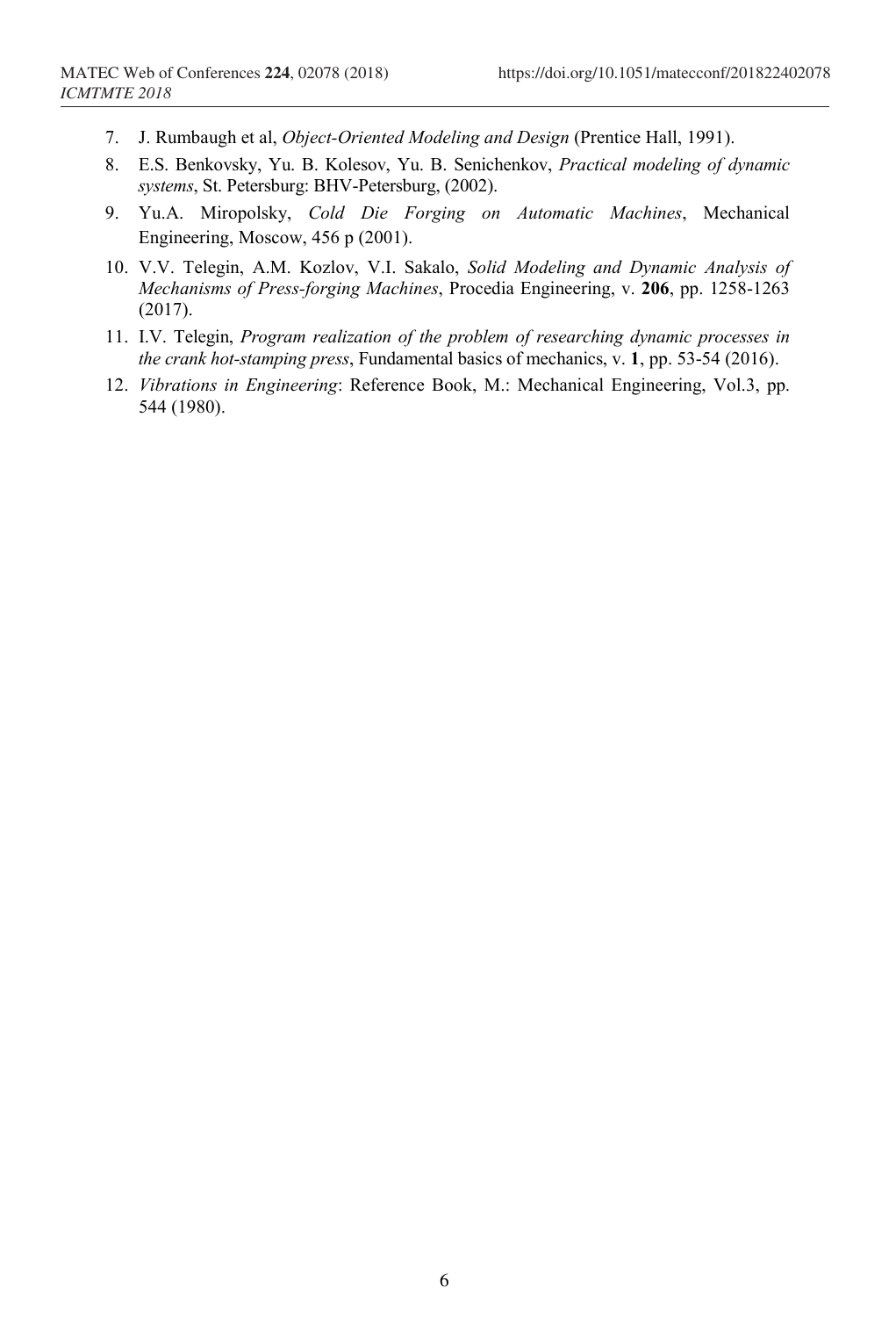7. J. Rumbaugh et al, *Object-Oriented Modeling and Design* (Prentice Hall, 1991).
8. E.S. Benkovsky, Yu. B. Kolesov, Yu. B. Senichenkov, *Practical modeling of dynamic systems*, St. Petersburg: BHV-Petersburg, (2002).
9. Yu.A. Miropolsky, *Cold Die Forging on Automatic Machines*, Mechanical Engineering, Moscow, 456 p (2001).
10. V.V. Telegin, A.M. Kozlov, V.I. Sakalo, *Solid Modeling and Dynamic Analysis of Mechanisms of Press-forging Machines*, Procedia Engineering, v. **206**, pp. 1258-1263 (2017).
11. I.V. Telegin, *Program realization of the problem of researching dynamic processes in the crank hot-stamping press*, Fundamental basics of mechanics, v. **1**, pp. 53-54 (2016).
12. *Vibrations in Engineering*: Reference Book, M.: Mechanical Engineering, Vol.3, pp. 544 (1980).